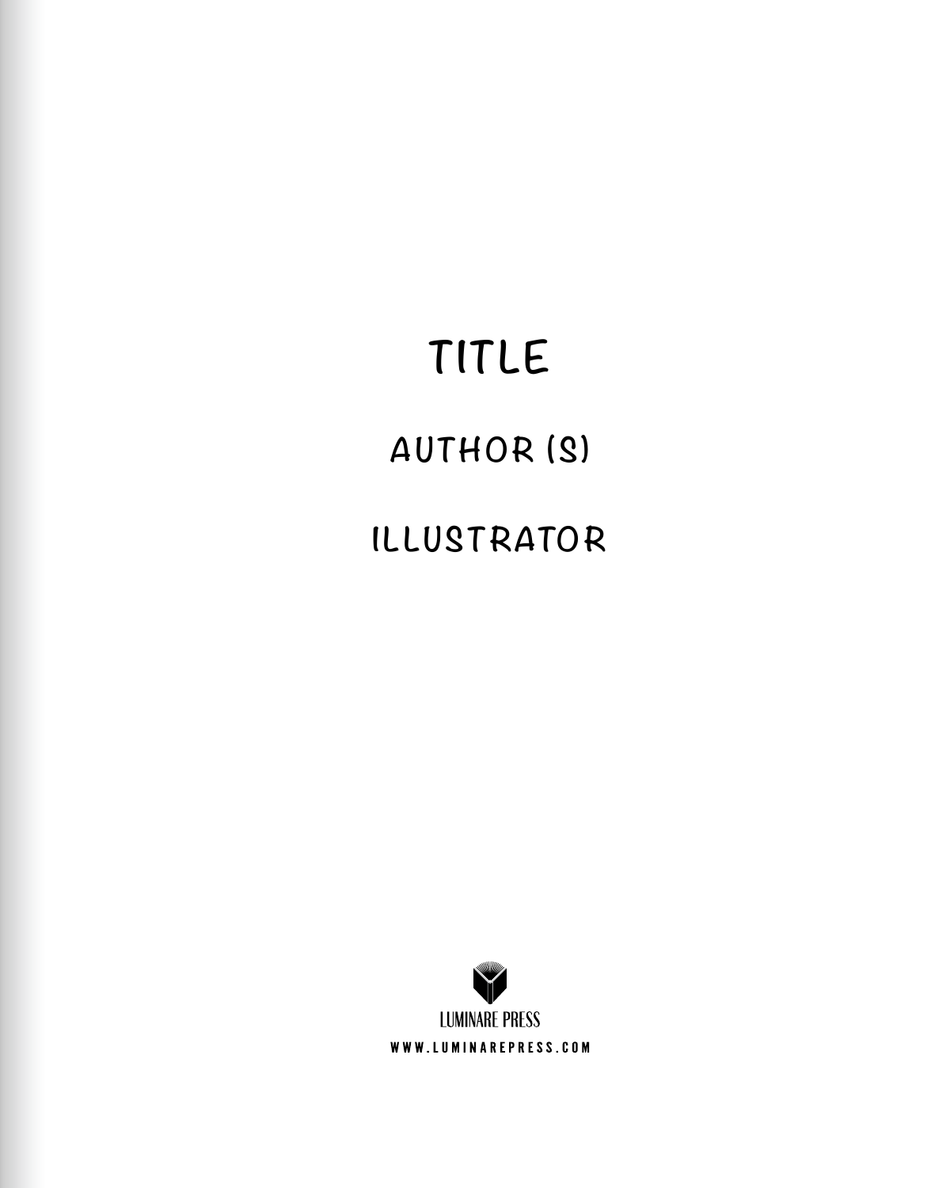# TITLE

## AUTHOR (S)

## ILLUSTRATOR

LUMINARE PRESS

WWW.LUMINAREPRESS.COM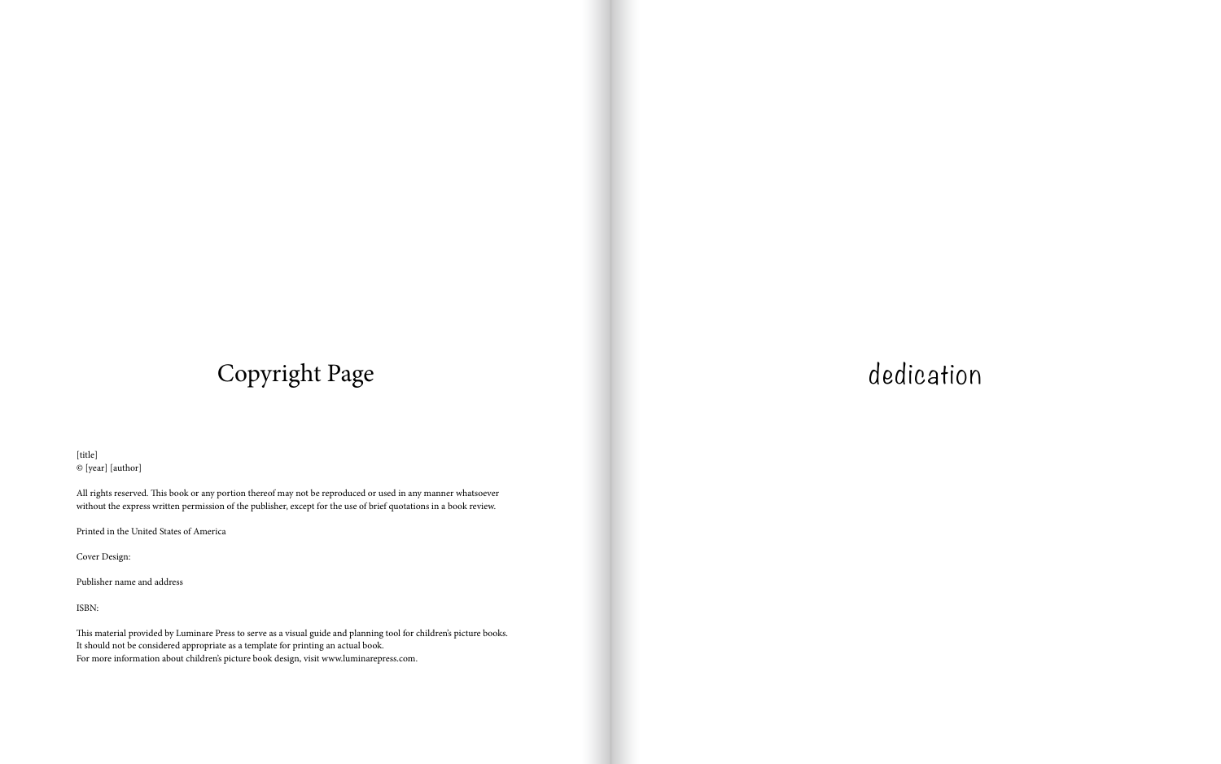# Copyright Page

[title]
© [year] [author]

All rights reserved. This book or any portion thereof may not be reproduced or used in any manner whatsoever without the express written permission of the publisher, except for the use of brief quotations in a book review.

Printed in the United States of America

Cover Design:

Publisher name and address

ISBN:

This material provided by Luminare Press to serve as a visual guide and planning tool for children's picture books.
It should not be considered appropriate as a template for printing an actual book.
For more information about children's picture book design, visit www.luminarepress.com.

# dedication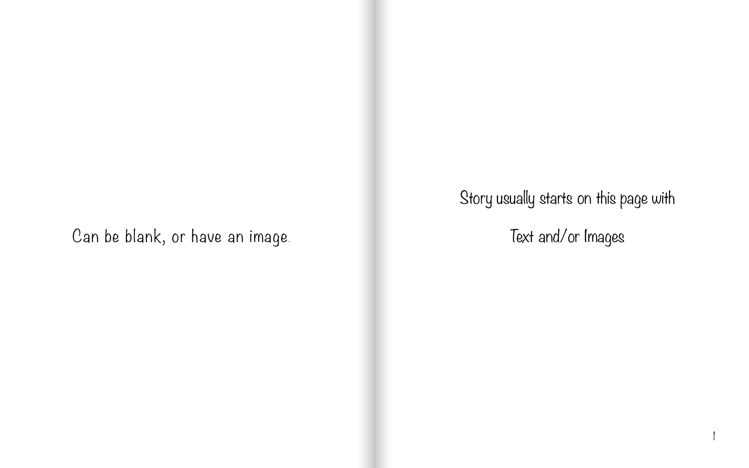Can be blank, or have an image.

Story usually starts on this page with

Text and/or Images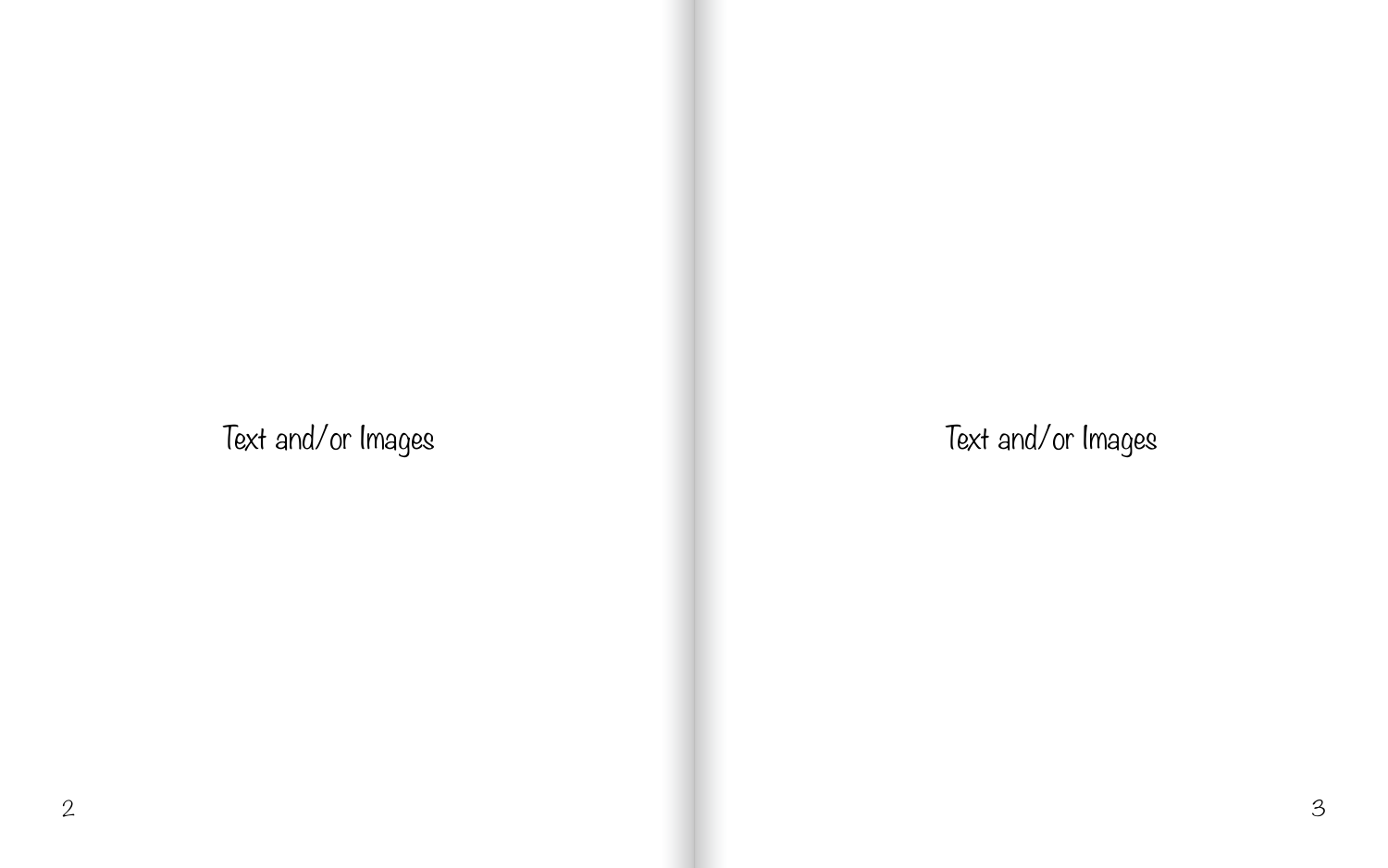Text and/or Images

Text and/or Images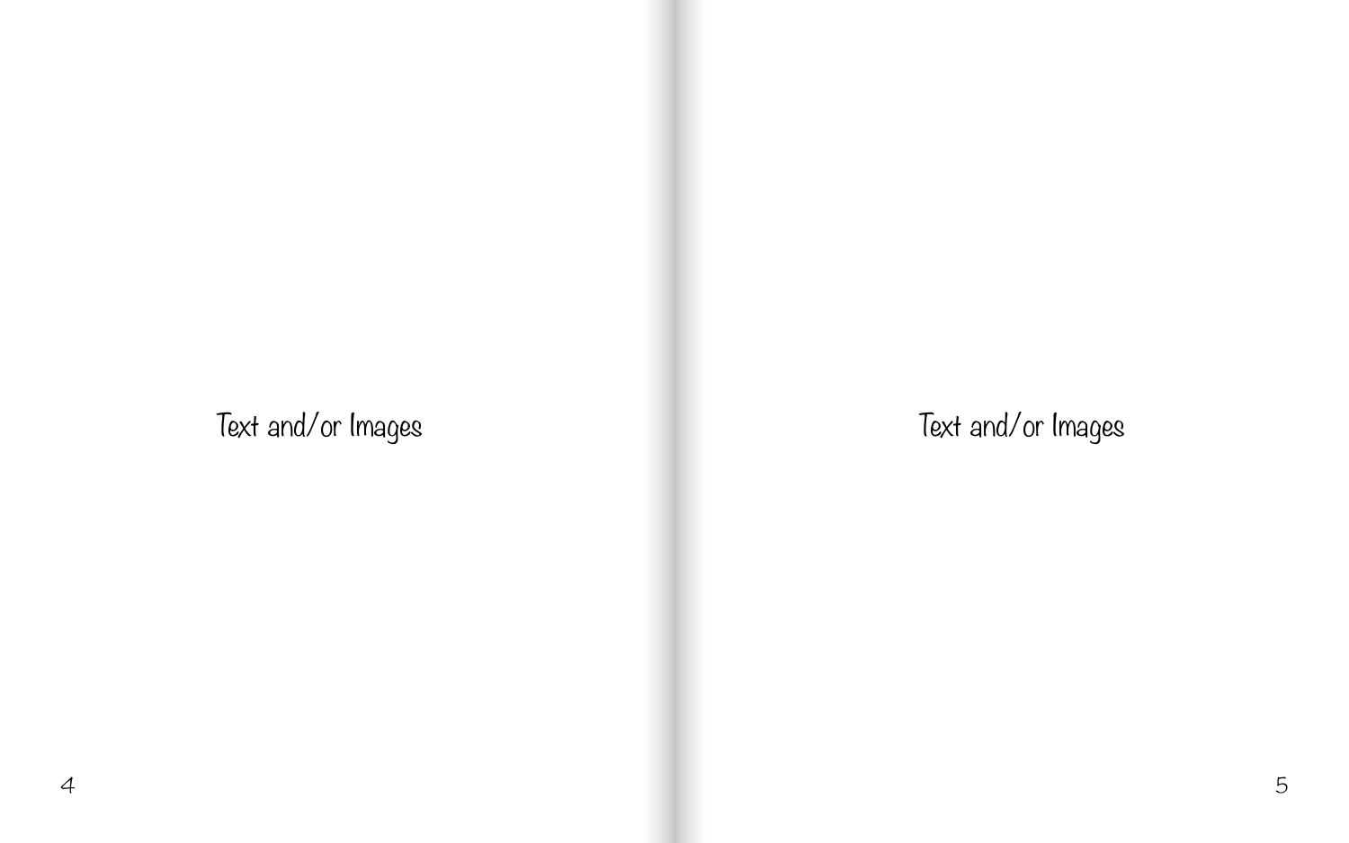Text and/or Images

Text and/or Images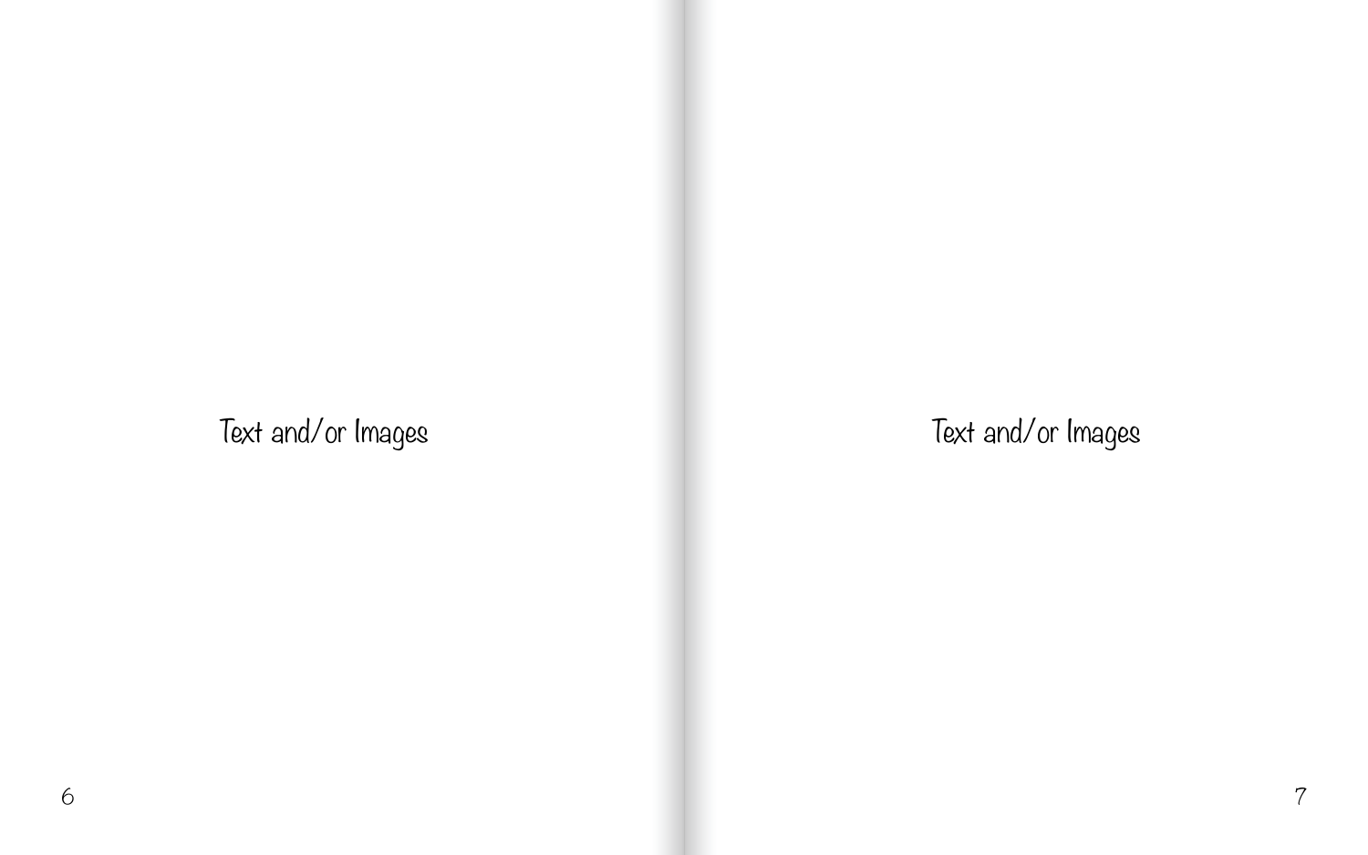Text and/or Images

Text and/or Images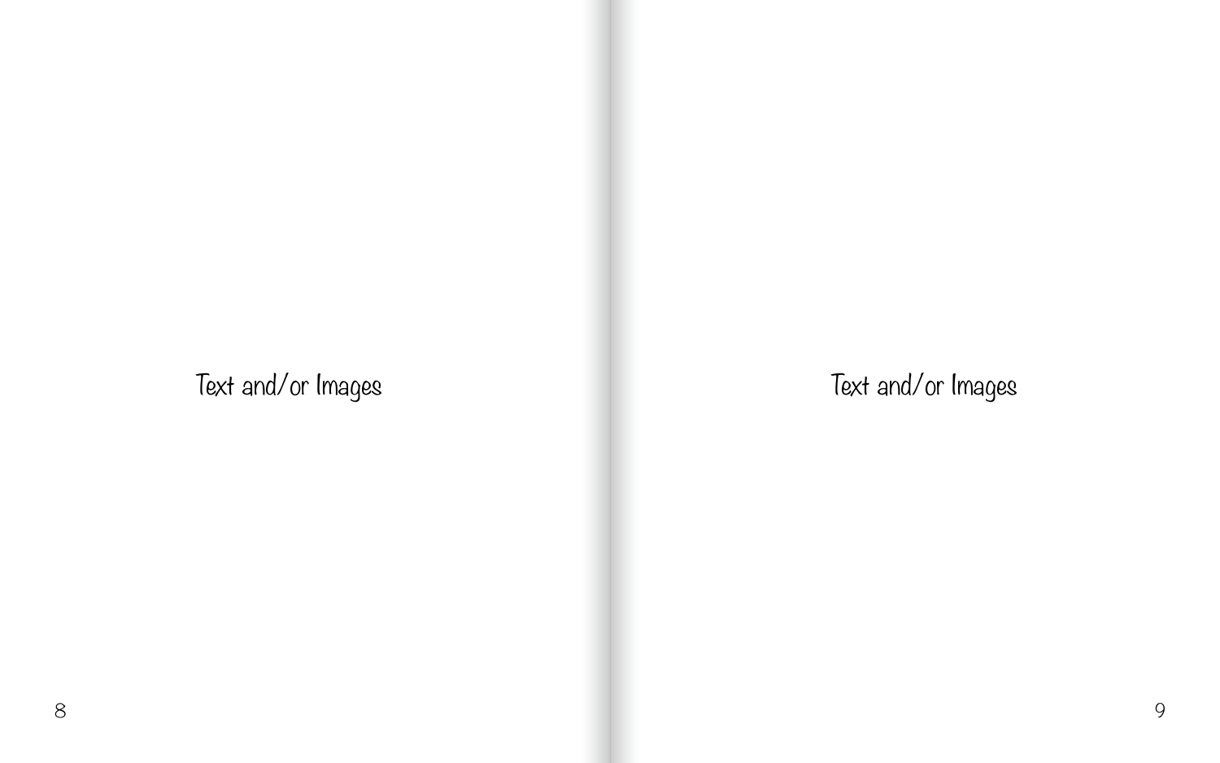Text and/or Images

Text and/or Images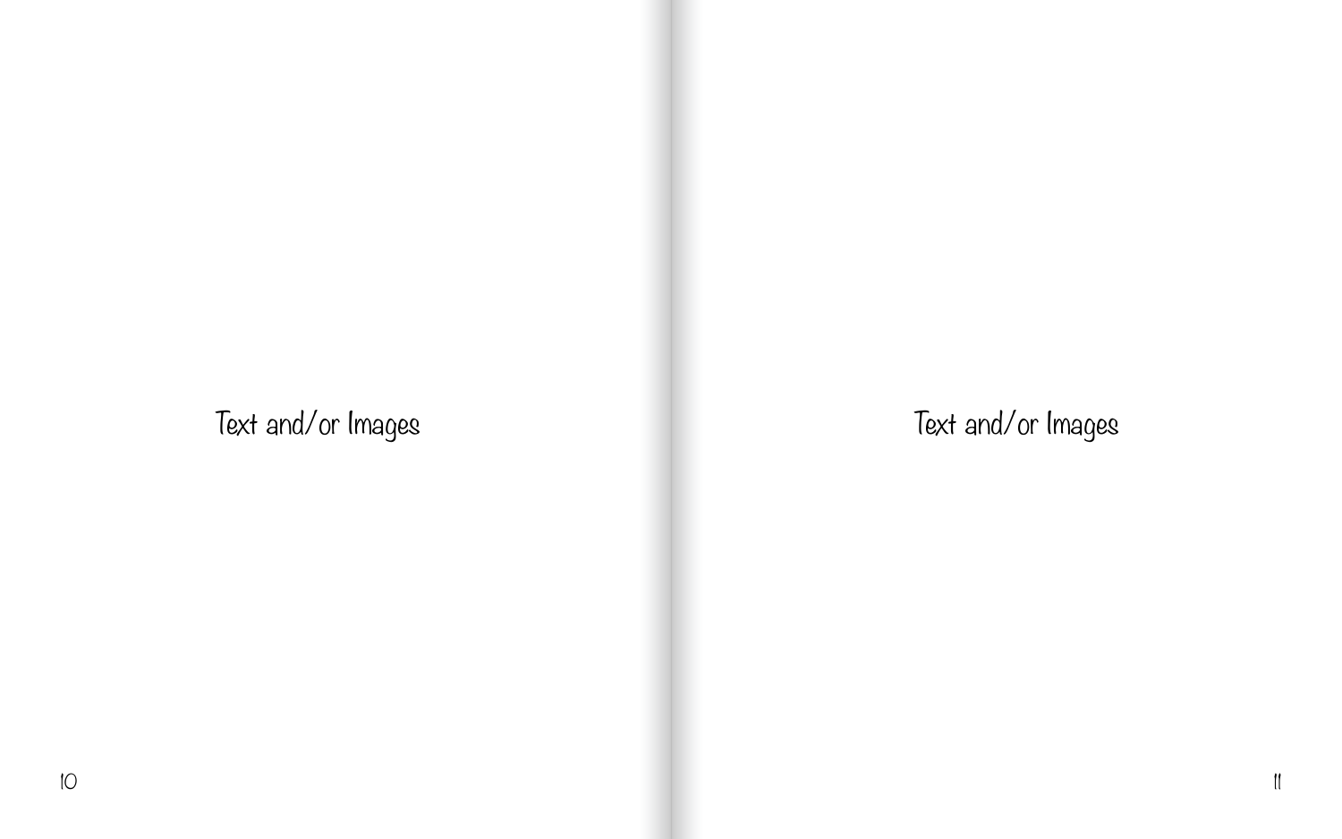Text and/or Images

Text and/or Images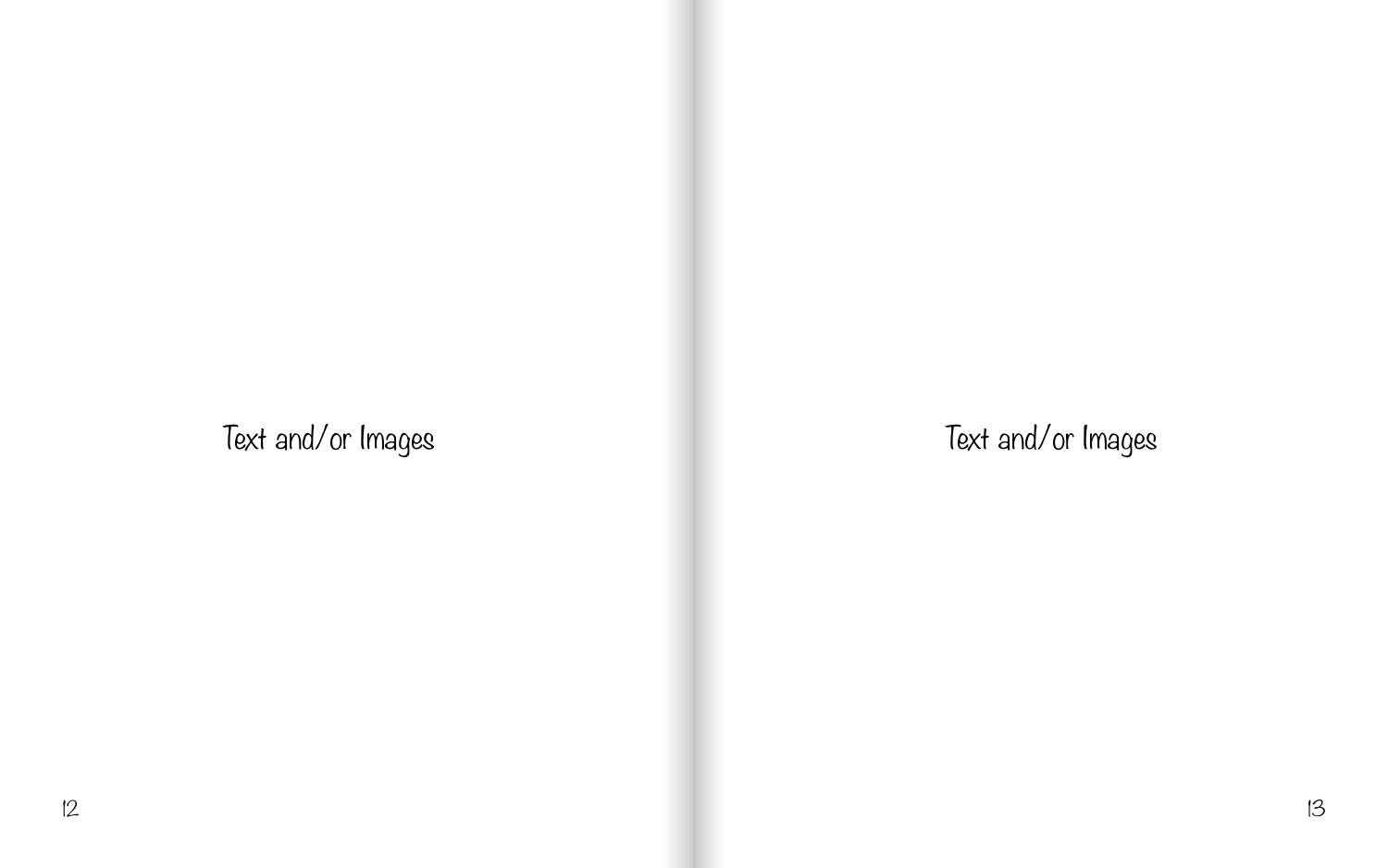Text and/or Images

Text and/or Images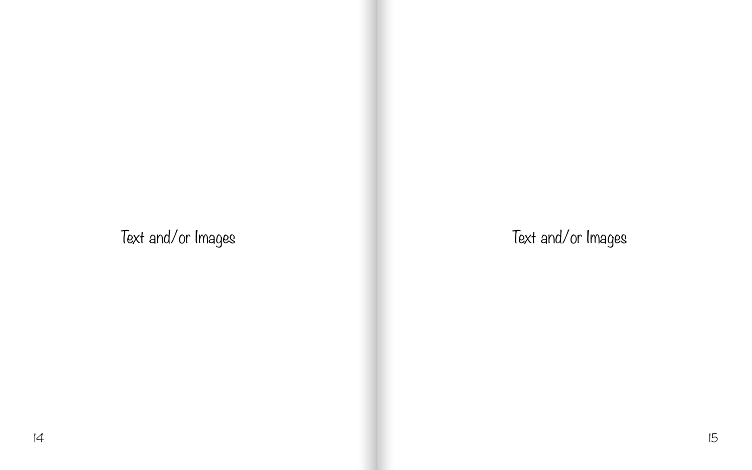Text and/or Images

Text and/or Images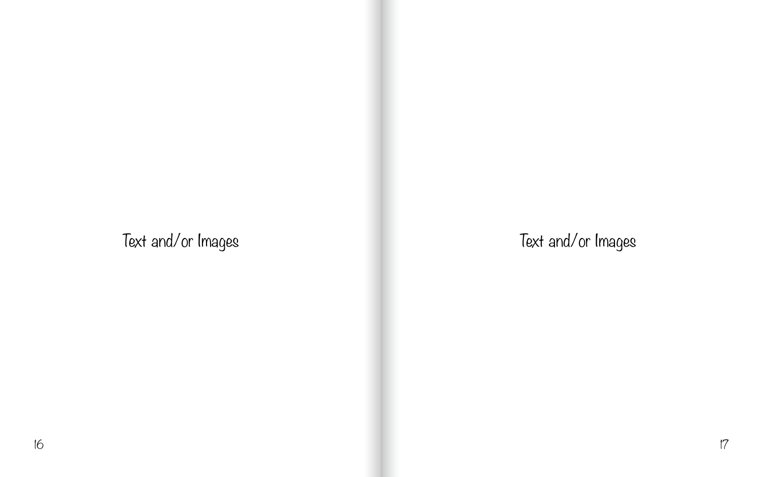Text and/or Images

Text and/or Images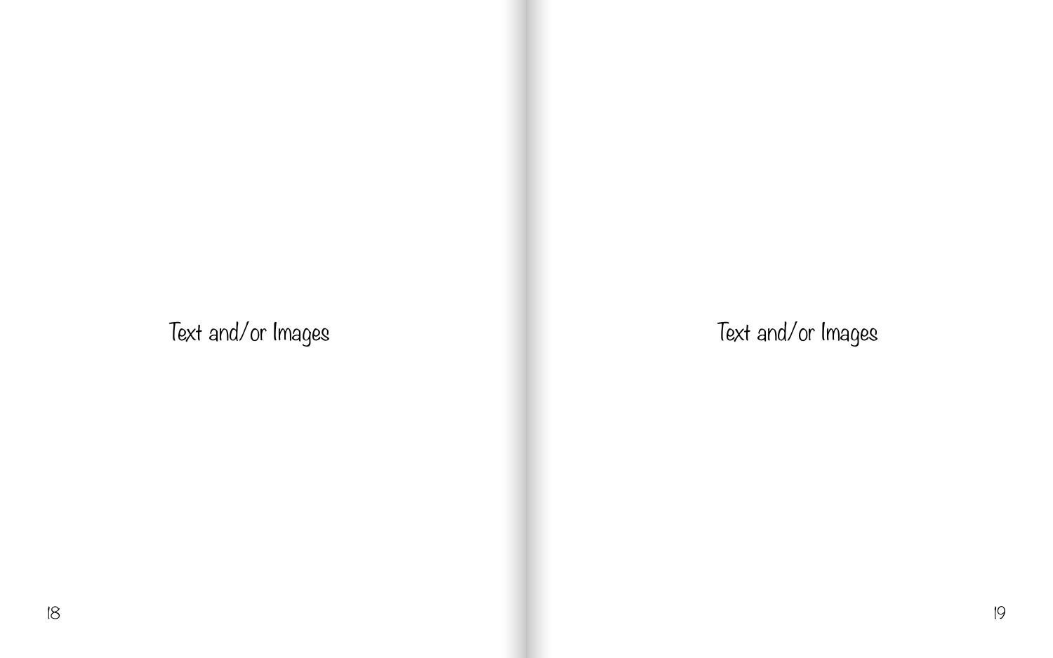Text and/or Images

Text and/or Images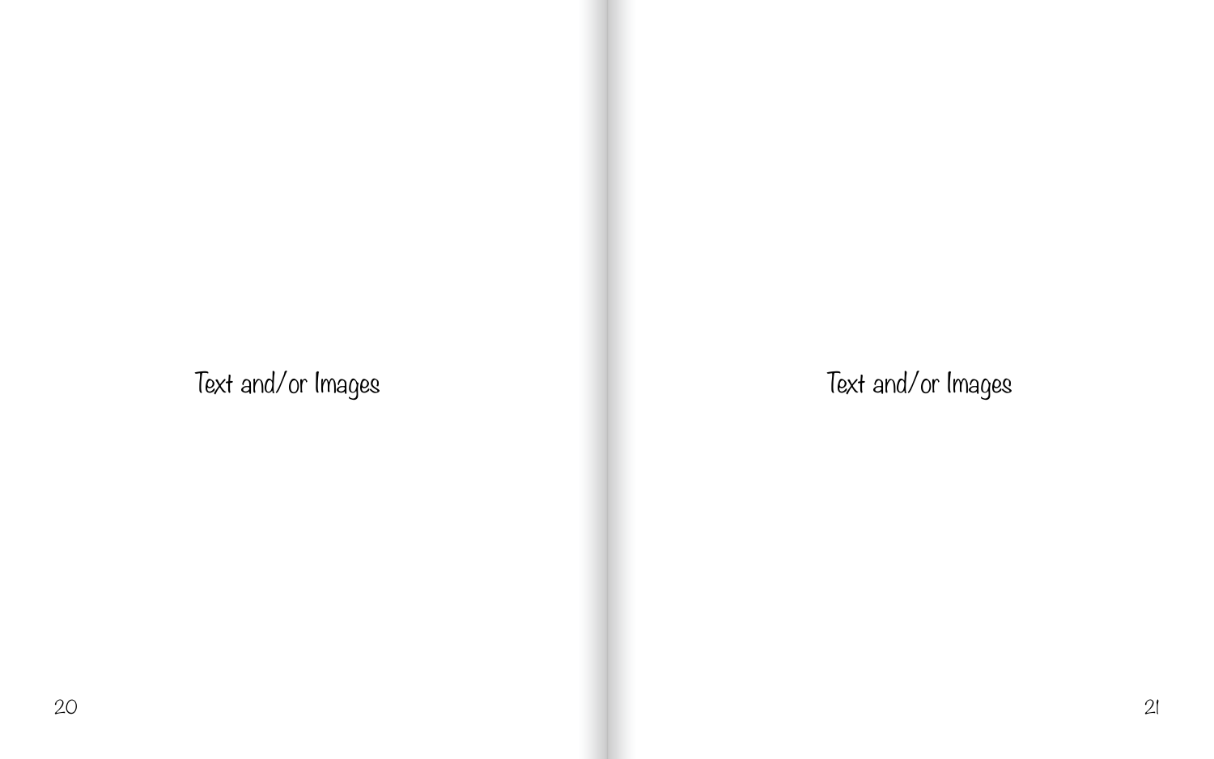Text and/or Images

Text and/or Images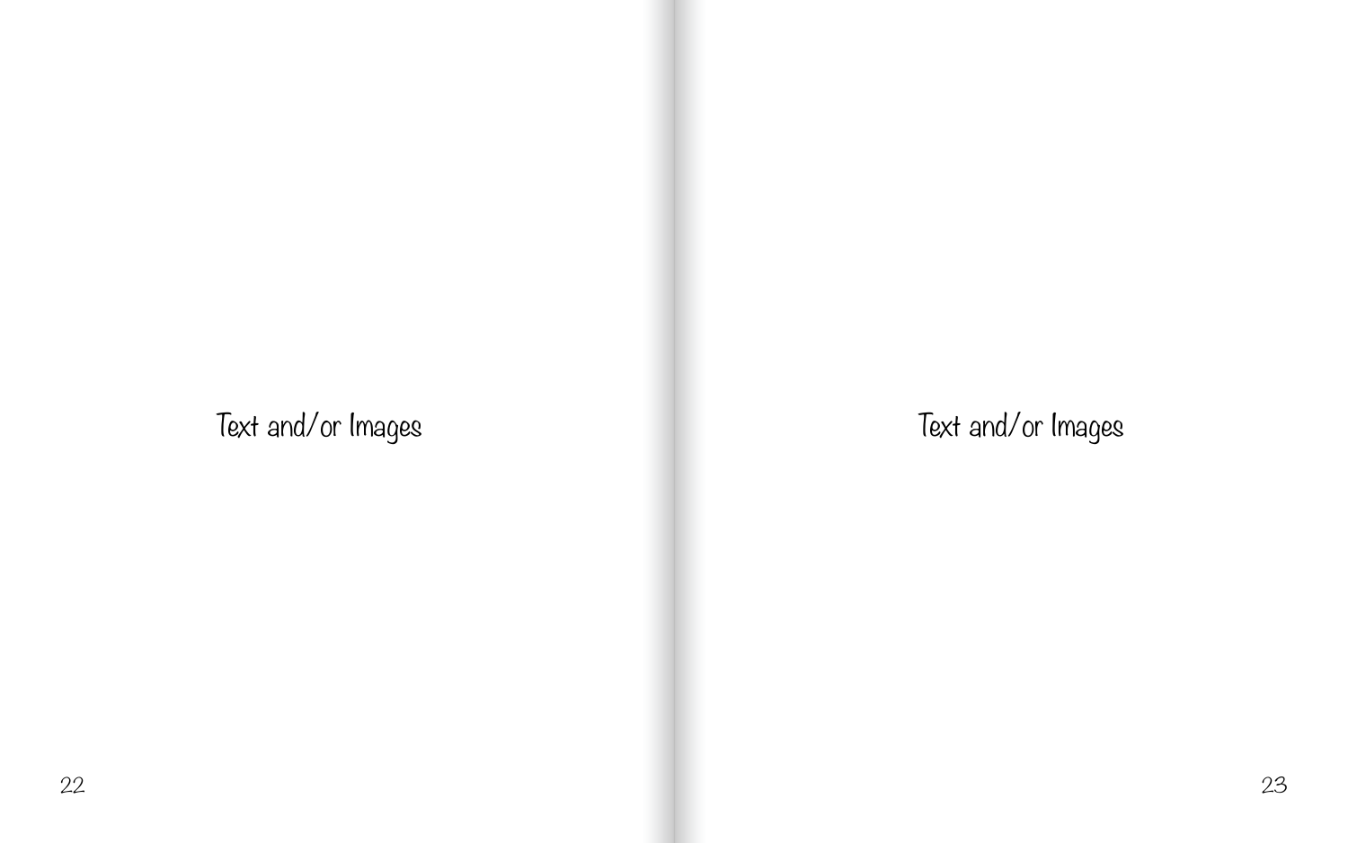Text and/or Images

Text and/or Images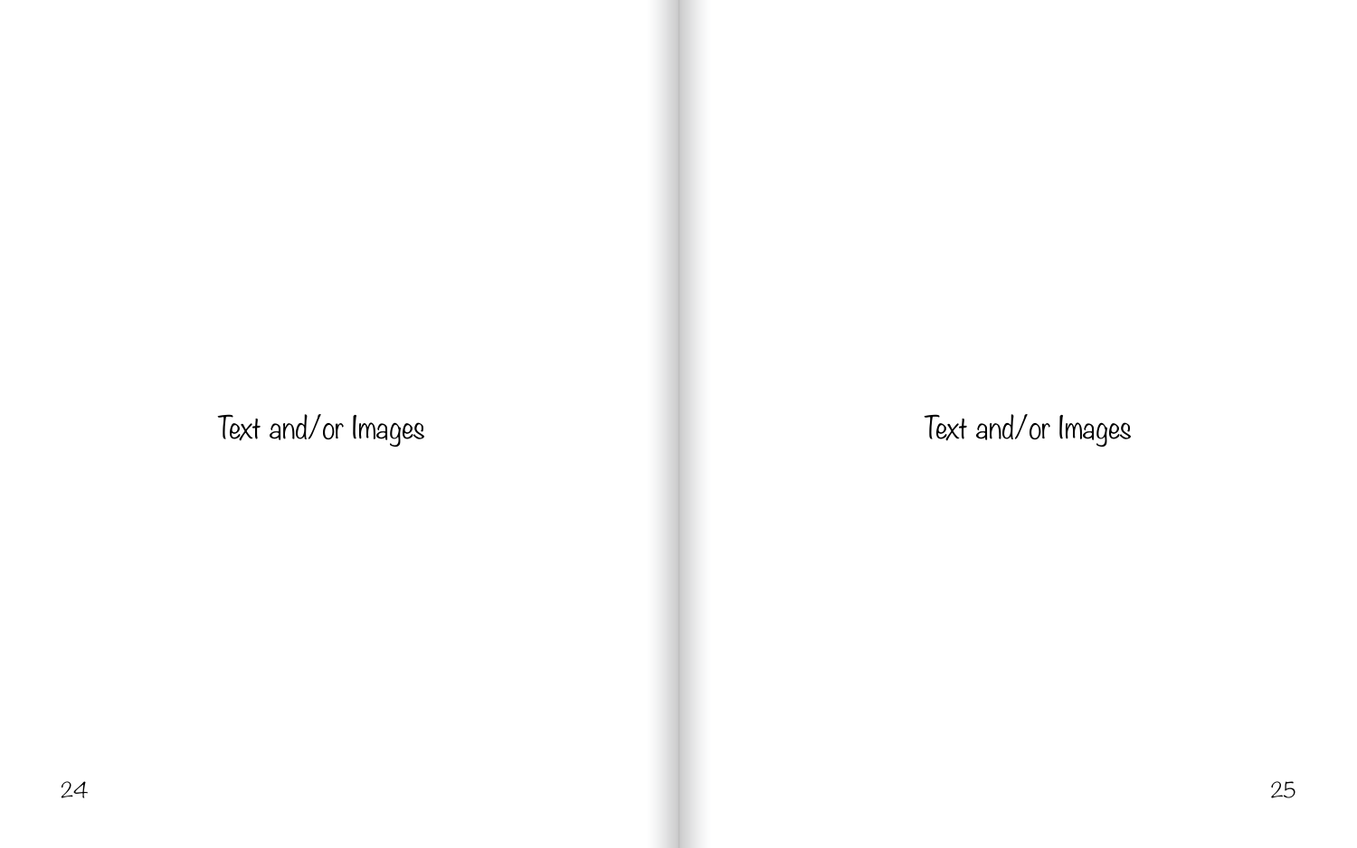Text and/or Images

Text and/or Images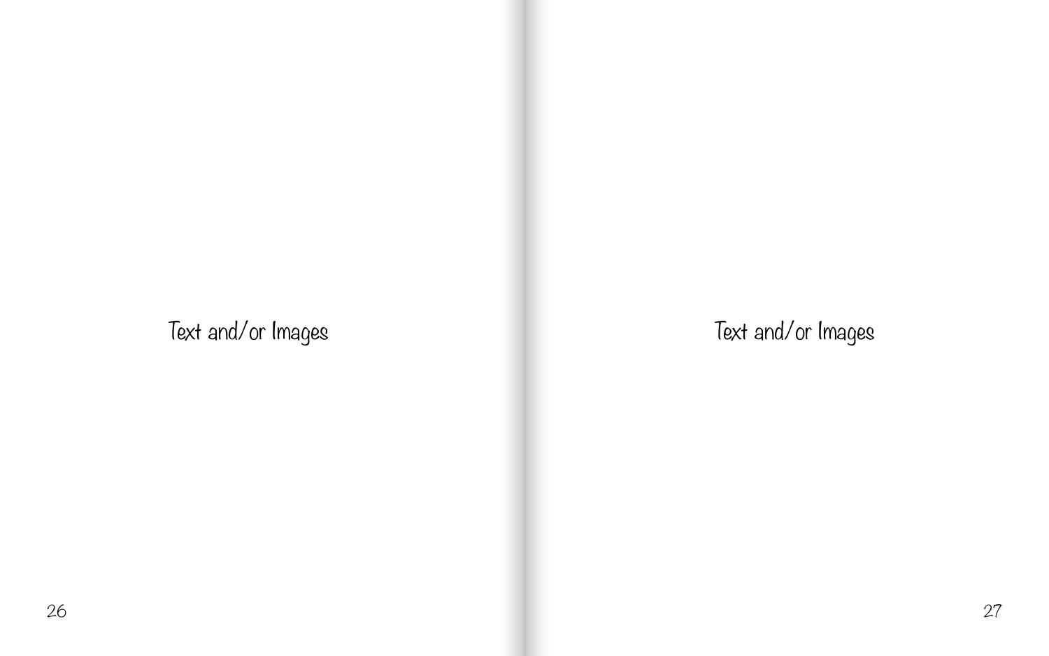Text and/or Images

Text and/or Images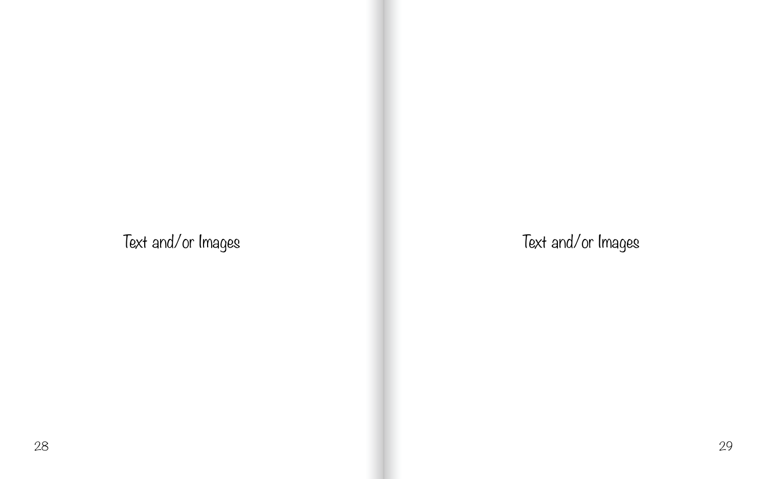Text and/or Images

Text and/or Images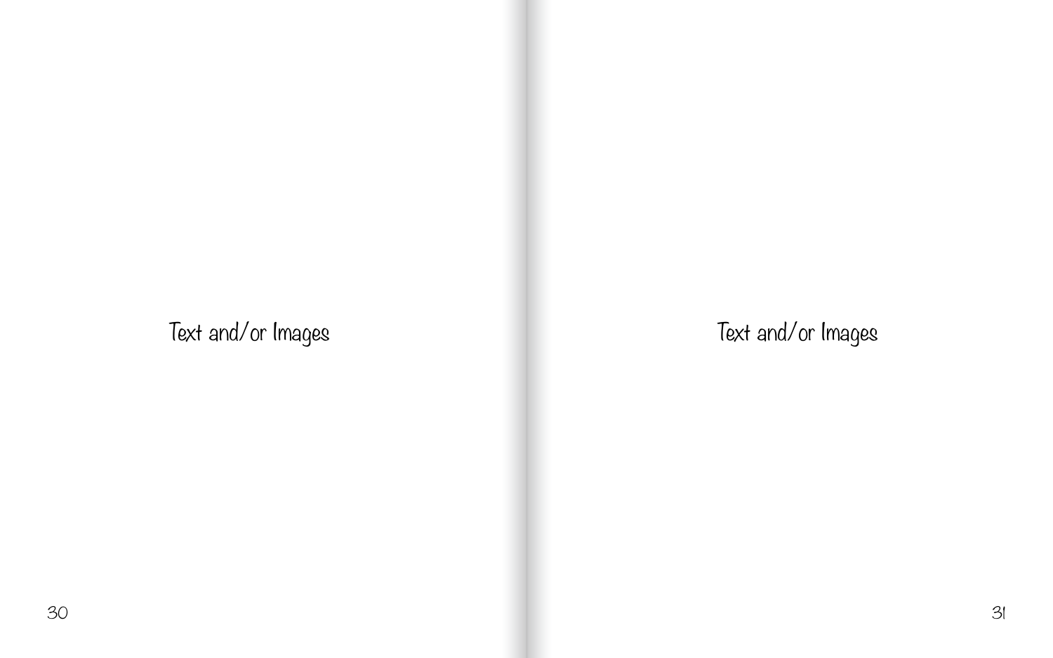Text and/or Images

Text and/or Images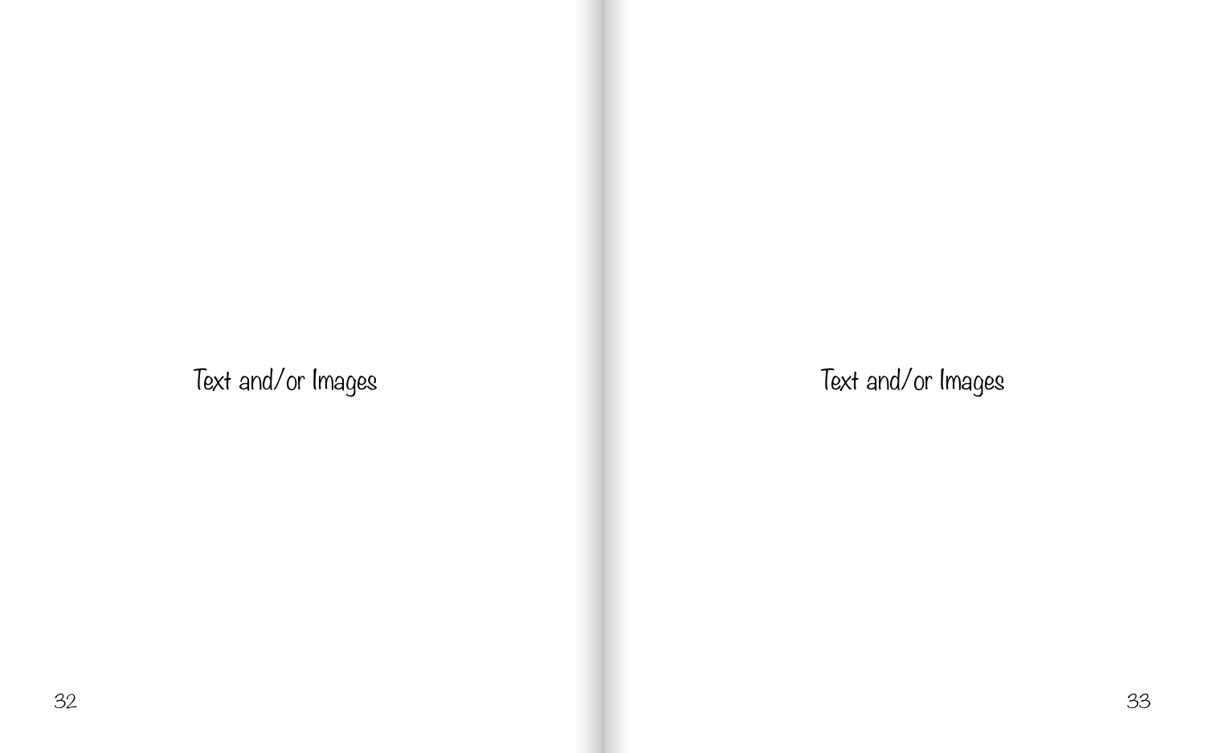Text and/or Images

Text and/or Images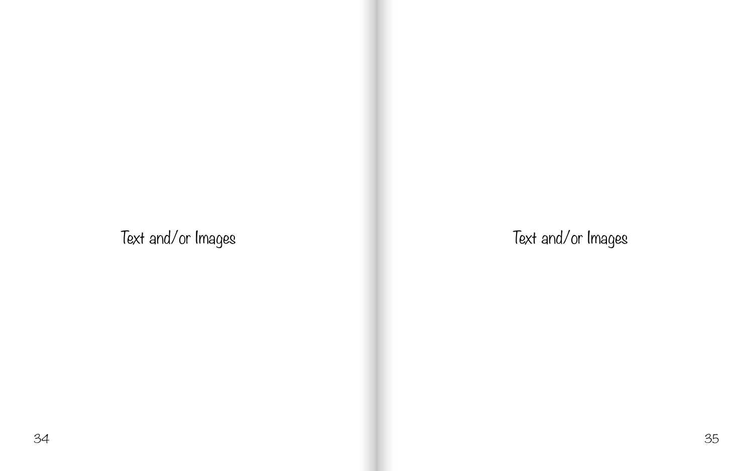Text and/or Images

Text and/or Images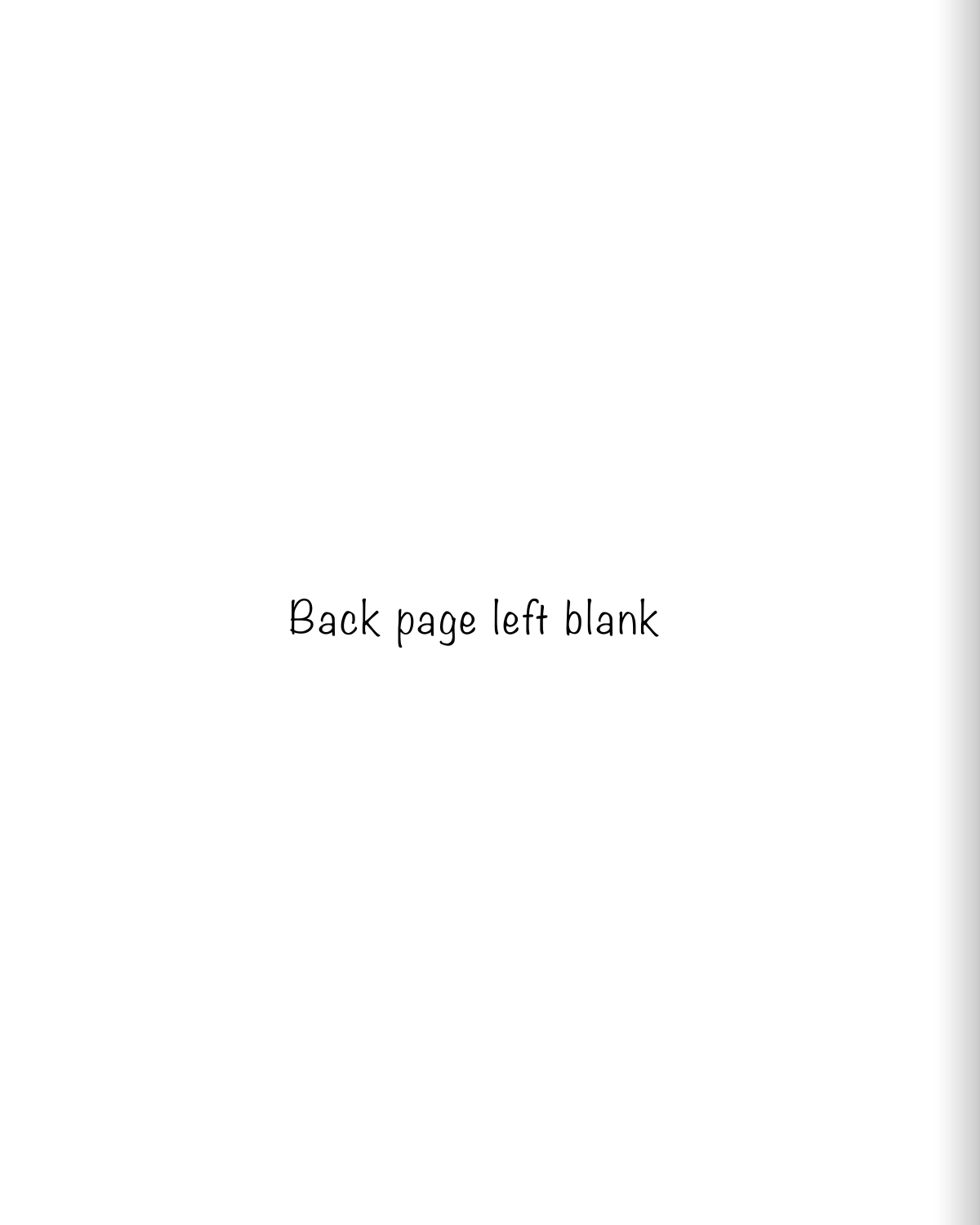Back page left blank